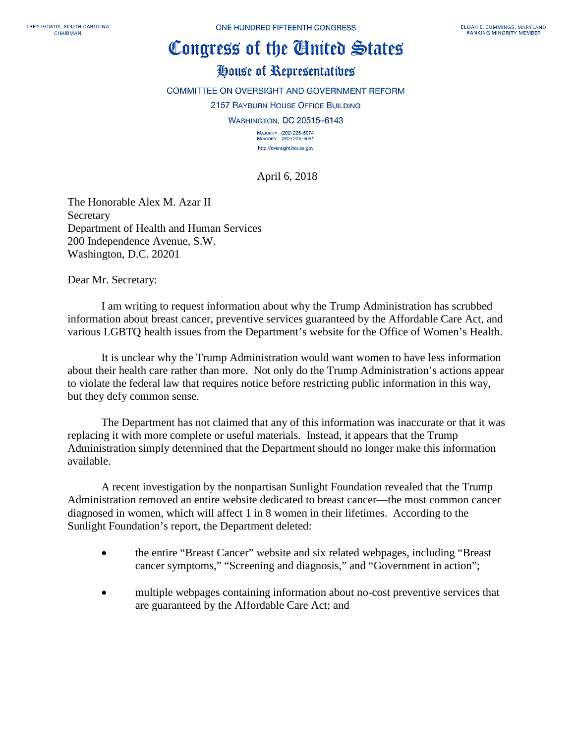TREY GOWDY, SOUTH CAROLINA
CHAIRMAN

ONE HUNDRED FIFTEENTH CONGRESS

ELIJAH E. CUMMINGS, MARYLAND
RANKING MINORITY MEMBER

# Congress of the United States

## House of Representatives

COMMITTEE ON OVERSIGHT AND GOVERNMENT REFORM

2157 RAYBURN HOUSE OFFICE BUILDING

WASHINGTON, DC 20515–6143

MAJORITY (202) 225–5074
MINORITY (202) 225–5051

http://oversight.house.gov

April 6, 2018

The Honorable Alex M. Azar II
Secretary
Department of Health and Human Services
200 Independence Avenue, S.W.
Washington, D.C. 20201

Dear Mr. Secretary:

I am writing to request information about why the Trump Administration has scrubbed information about breast cancer, preventive services guaranteed by the Affordable Care Act, and various LGBTQ health issues from the Department's website for the Office of Women's Health.

It is unclear why the Trump Administration would want women to have less information about their health care rather than more. Not only do the Trump Administration's actions appear to violate the federal law that requires notice before restricting public information in this way, but they defy common sense.

The Department has not claimed that any of this information was inaccurate or that it was replacing it with more complete or useful materials. Instead, it appears that the Trump Administration simply determined that the Department should no longer make this information available.

A recent investigation by the nonpartisan Sunlight Foundation revealed that the Trump Administration removed an entire website dedicated to breast cancer—the most common cancer diagnosed in women, which will affect 1 in 8 women in their lifetimes. According to the Sunlight Foundation's report, the Department deleted:

- the entire "Breast Cancer" website and six related webpages, including "Breast cancer symptoms," "Screening and diagnosis," and "Government in action";

- multiple webpages containing information about no-cost preventive services that are guaranteed by the Affordable Care Act; and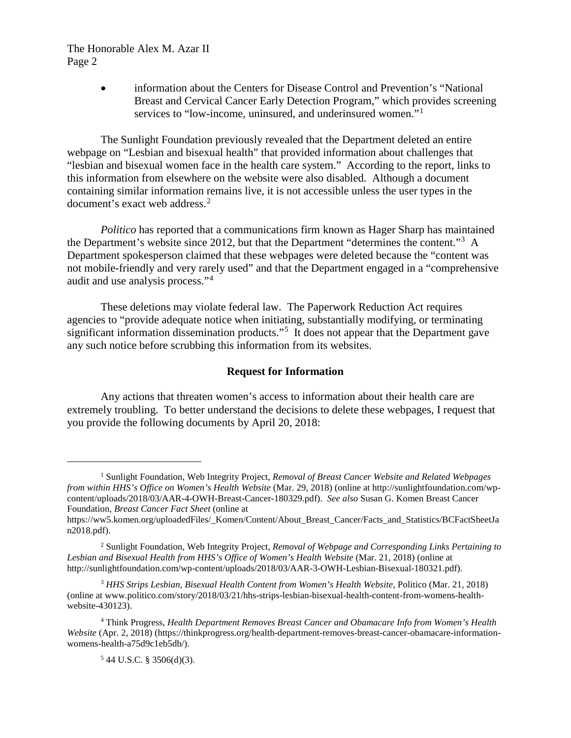- information about the Centers for Disease Control and Prevention's "National Breast and Cervical Cancer Early Detection Program," which provides screening services to "low-income, uninsured, and underinsured women."[1]

The Sunlight Foundation previously revealed that the Department deleted an entire webpage on "Lesbian and bisexual health" that provided information about challenges that "lesbian and bisexual women face in the health care system." According to the report, links to this information from elsewhere on the website were also disabled. Although a document containing similar information remains live, it is not accessible unless the user types in the document's exact web address.[2]

*Politico* has reported that a communications firm known as Hager Sharp has maintained the Department's website since 2012, but that the Department "determines the content."[3] A Department spokesperson claimed that these webpages were deleted because the "content was not mobile-friendly and very rarely used" and that the Department engaged in a "comprehensive audit and use analysis process."[4]

These deletions may violate federal law. The Paperwork Reduction Act requires agencies to "provide adequate notice when initiating, substantially modifying, or terminating significant information dissemination products."[5] It does not appear that the Department gave any such notice before scrubbing this information from its websites.

**Request for Information**

Any actions that threaten women's access to information about their health care are extremely troubling. To better understand the decisions to delete these webpages, I request that you provide the following documents by April 20, 2018:

---

[1] Sunlight Foundation, Web Integrity Project, *Removal of Breast Cancer Website and Related Webpages from within HHS's Office on Women's Health Website* (Mar. 29, 2018) (online at http://sunlightfoundation.com/wp-content/uploads/2018/03/AAR-4-OWH-Breast-Cancer-180329.pdf). *See also* Susan G. Komen Breast Cancer Foundation, *Breast Cancer Fact Sheet* (online at https://ww5.komen.org/uploadedFiles/_Komen/Content/About_Breast_Cancer/Facts_and_Statistics/BCFactSheetJan2018.pdf).

[2] Sunlight Foundation, Web Integrity Project, *Removal of Webpage and Corresponding Links Pertaining to Lesbian and Bisexual Health from HHS's Office of Women's Health Website* (Mar. 21, 2018) (online at http://sunlightfoundation.com/wp-content/uploads/2018/03/AAR-3-OWH-Lesbian-Bisexual-180321.pdf).

[3] *HHS Strips Lesbian, Bisexual Health Content from Women's Health Website*, Politico (Mar. 21, 2018) (online at www.politico.com/story/2018/03/21/hhs-strips-lesbian-bisexual-health-content-from-womens-health-website-430123).

[4] Think Progress, *Health Department Removes Breast Cancer and Obamacare Info from Women's Health Website* (Apr. 2, 2018) (https://thinkprogress.org/health-department-removes-breast-cancer-obamacare-information-womens-health-a75d9c1eb5db/).

[5] 44 U.S.C. § 3506(d)(3).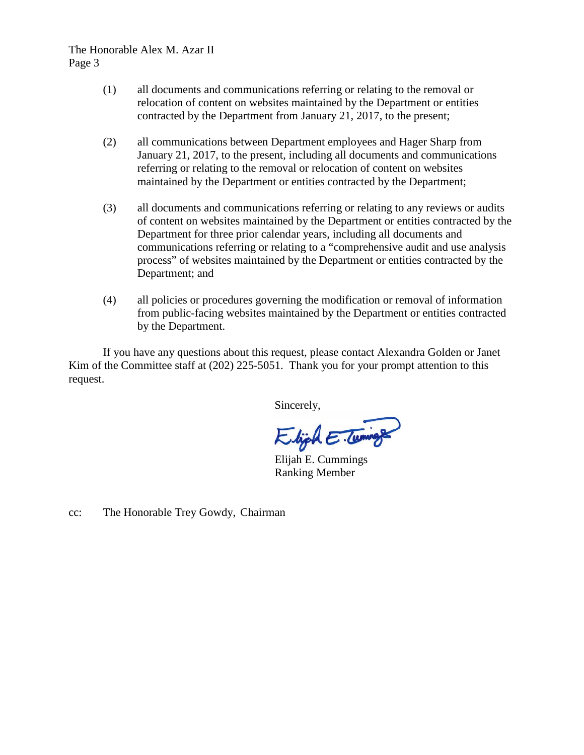(1) all documents and communications referring or relating to the removal or relocation of content on websites maintained by the Department or entities contracted by the Department from January 21, 2017, to the present;

(2) all communications between Department employees and Hager Sharp from January 21, 2017, to the present, including all documents and communications referring or relating to the removal or relocation of content on websites maintained by the Department or entities contracted by the Department;

(3) all documents and communications referring or relating to any reviews or audits of content on websites maintained by the Department or entities contracted by the Department for three prior calendar years, including all documents and communications referring or relating to a "comprehensive audit and use analysis process" of websites maintained by the Department or entities contracted by the Department; and

(4) all policies or procedures governing the modification or removal of information from public-facing websites maintained by the Department or entities contracted by the Department.

If you have any questions about this request, please contact Alexandra Golden or Janet Kim of the Committee staff at (202) 225-5051. Thank you for your prompt attention to this request.

Sincerely,

Elijah E. Cummings
Ranking Member

cc: The Honorable Trey Gowdy, Chairman